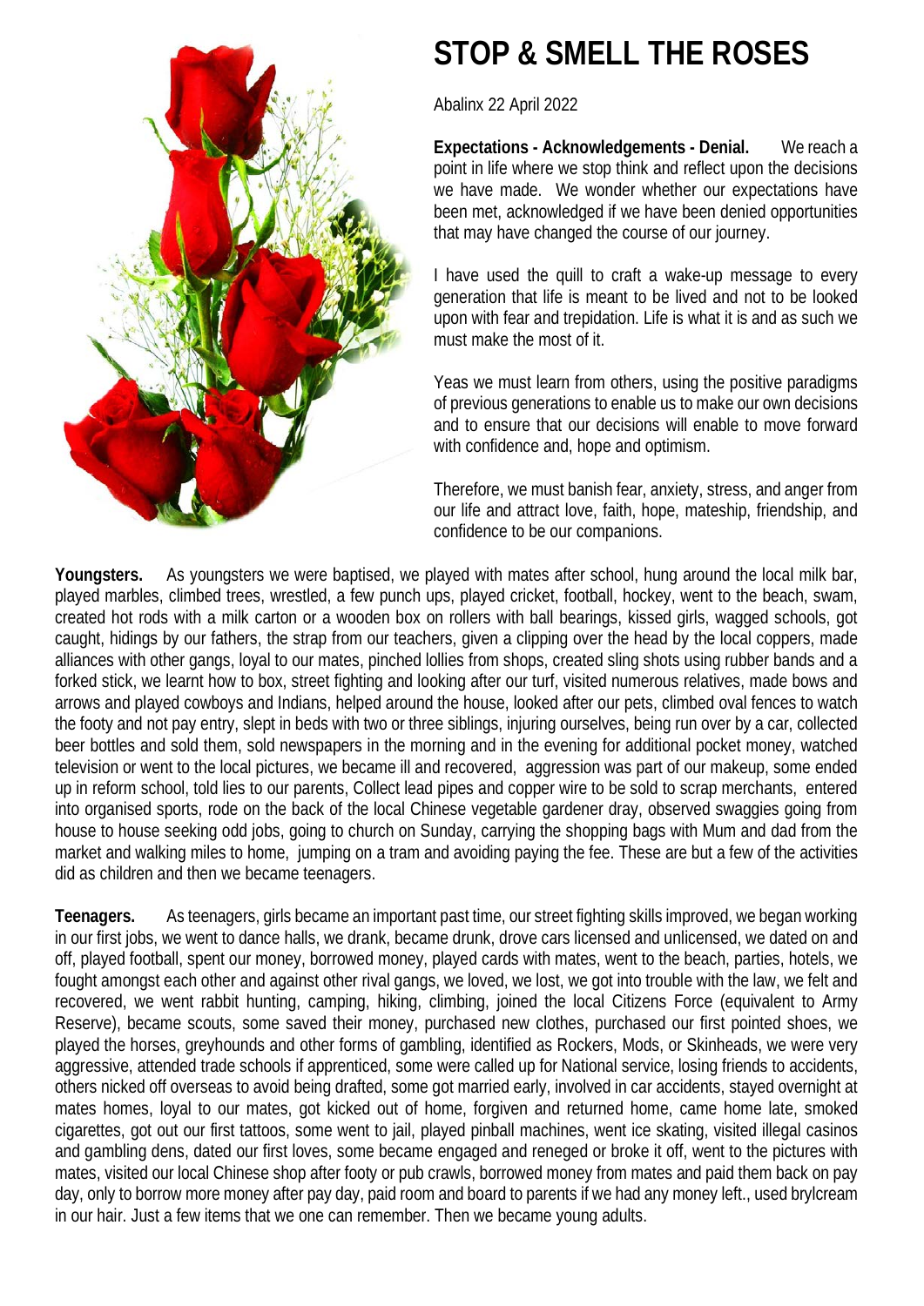# STOP & SMELL THE ROSES

Abalinx 22 April 2022

**Expectations - Acknowledgements - Denial.** We reach a point in life where we stop think and reflect upon the decisions we have made. We wonder whether our expectations have been met, acknowledged if we have been denied opportunities that may have changed the course of our journey.

I have used the quill to craft a wake-up message to every generation that life is meant to be lived and not to be looked upon with fear and trepidation. Life is what it is and as such we must make the most of it.

Yeas we must learn from others, using the positive paradigms of previous generations to enable us to make our own decisions and to ensure that our decisions will enable to move forward with confidence and, hope and optimism.

Therefore, we must banish fear, anxiety, stress, and anger from our life and attract love, faith, hope, mateship, friendship, and confidence to be our companions.

**Youngsters.** As youngsters we were baptised, we played with mates after school, hung around the local milk bar, played marbles, climbed trees, wrestled, a few punch ups, played cricket, football, hockey, went to the beach, swam, created hot rods with a milk carton or a wooden box on rollers with ball bearings, kissed girls, wagged schools, got caught, hidings by our fathers, the strap from our teachers, given a clipping over the head by the local coppers, made alliances with other gangs, loyal to our mates, pinched lollies from shops, created sling shots using rubber bands and a forked stick, we learnt how to box, street fighting and looking after our turf, visited numerous relatives, made bows and arrows and played cowboys and Indians, helped around the house, looked after our pets, climbed oval fences to watch the footy and not pay entry, slept in beds with two or three siblings, injuring ourselves, being run over by a car, collected beer bottles and sold them, sold newspapers in the morning and in the evening for additional pocket money, watched television or went to the local pictures, we became ill and recovered, aggression was part of our makeup, some ended up in reform school, told lies to our parents, Collect lead pipes and copper wire to be sold to scrap merchants, entered into organised sports, rode on the back of the local Chinese vegetable gardener dray, observed swaggies going from house to house seeking odd jobs, going to church on Sunday, carrying the shopping bags with Mum and dad from the market and walking miles to home, jumping on a tram and avoiding paying the fee. These are but a few of the activities did as children and then we became teenagers.

**Teenagers.** As teenagers, girls became an important past time, our street fighting skills improved, we began working in our first jobs, we went to dance halls, we drank, became drunk, drove cars licensed and unlicensed, we dated on and off, played football, spent our money, borrowed money, played cards with mates, went to the beach, parties, hotels, we fought amongst each other and against other rival gangs, we loved, we lost, we got into trouble with the law, we felt and recovered, we went rabbit hunting, camping, hiking, climbing, joined the local Citizens Force (equivalent to Army Reserve), became scouts, some saved their money, purchased new clothes, purchased our first pointed shoes, we played the horses, greyhounds and other forms of gambling, identified as Rockers, Mods, or Skinheads, we were very aggressive, attended trade schools if apprenticed, some were called up for National service, losing friends to accidents, others nicked off overseas to avoid being drafted, some got married early, involved in car accidents, stayed overnight at mates homes, loyal to our mates, got kicked out of home, forgiven and returned home, came home late, smoked cigarettes, got out our first tattoos, some went to jail, played pinball machines, went ice skating, visited illegal casinos and gambling dens, dated our first loves, some became engaged and reneged or broke it off, went to the pictures with mates, visited our local Chinese shop after footy or pub crawls, borrowed money from mates and paid them back on pay day, only to borrow more money after pay day, paid room and board to parents if we had any money left., used brylcream in our hair. Just a few items that we one can remember. Then we became young adults.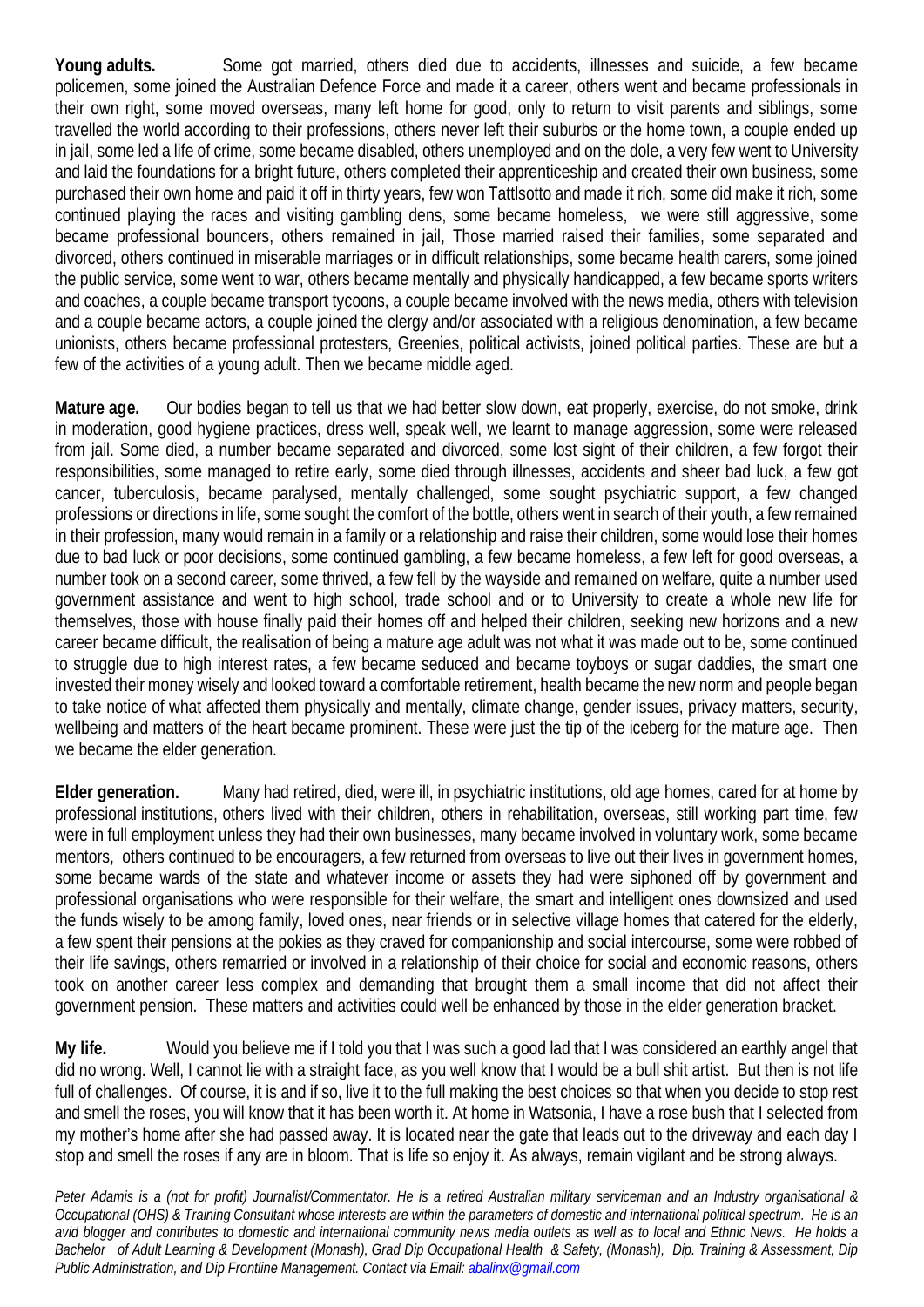**Young adults.** Some got married, others died due to accidents, illnesses and suicide, a few became policemen, some joined the Australian Defence Force and made it a career, others went and became professionals in their own right, some moved overseas, many left home for good, only to return to visit parents and siblings, some travelled the world according to their professions, others never left their suburbs or the home town, a couple ended up in jail, some led a life of crime, some became disabled, others unemployed and on the dole, a very few went to University and laid the foundations for a bright future, others completed their apprenticeship and created their own business, some purchased their own home and paid it off in thirty years, few won Tattlsotto and made it rich, some did make it rich, some continued playing the races and visiting gambling dens, some became homeless, we were still aggressive, some became professional bouncers, others remained in jail, Those married raised their families, some separated and divorced, others continued in miserable marriages or in difficult relationships, some became health carers, some joined the public service, some went to war, others became mentally and physically handicapped, a few became sports writers and coaches, a couple became transport tycoons, a couple became involved with the news media, others with television and a couple became actors, a couple joined the clergy and/or associated with a religious denomination, a few became unionists, others became professional protesters, Greenies, political activists, joined political parties. These are but a few of the activities of a young adult. Then we became middle aged.

**Mature age.** Our bodies began to tell us that we had better slow down, eat properly, exercise, do not smoke, drink in moderation, good hygiene practices, dress well, speak well, we learnt to manage aggression, some were released from jail. Some died, a number became separated and divorced, some lost sight of their children, a few forgot their responsibilities, some managed to retire early, some died through illnesses, accidents and sheer bad luck, a few got cancer, tuberculosis, became paralysed, mentally challenged, some sought psychiatric support, a few changed professions or directions in life, some sought the comfort of the bottle, others went in search of their youth, a few remained in their profession, many would remain in a family or a relationship and raise their children, some would lose their homes due to bad luck or poor decisions, some continued gambling, a few became homeless, a few left for good overseas, a number took on a second career, some thrived, a few fell by the wayside and remained on welfare, quite a number used government assistance and went to high school, trade school and or to University to create a whole new life for themselves, those with house finally paid their homes off and helped their children, seeking new horizons and a new career became difficult, the realisation of being a mature age adult was not what it was made out to be, some continued to struggle due to high interest rates, a few became seduced and became toyboys or sugar daddies, the smart one invested their money wisely and looked toward a comfortable retirement, health became the new norm and people began to take notice of what affected them physically and mentally, climate change, gender issues, privacy matters, security, wellbeing and matters of the heart became prominent. These were just the tip of the iceberg for the mature age. Then we became the elder generation.

**Elder generation.** Many had retired, died, were ill, in psychiatric institutions, old age homes, cared for at home by professional institutions, others lived with their children, others in rehabilitation, overseas, still working part time, few were in full employment unless they had their own businesses, many became involved in voluntary work, some became mentors, others continued to be encouragers, a few returned from overseas to live out their lives in government homes, some became wards of the state and whatever income or assets they had were siphoned off by government and professional organisations who were responsible for their welfare, the smart and intelligent ones downsized and used the funds wisely to be among family, loved ones, near friends or in selective village homes that catered for the elderly, a few spent their pensions at the pokies as they craved for companionship and social intercourse, some were robbed of their life savings, others remarried or involved in a relationship of their choice for social and economic reasons, others took on another career less complex and demanding that brought them a small income that did not affect their government pension. These matters and activities could well be enhanced by those in the elder generation bracket.

**My life.** Would you believe me if I told you that I was such a good lad that I was considered an earthly angel that did no wrong. Well, I cannot lie with a straight face, as you well know that I would be a bull shit artist. But then is not life full of challenges. Of course, it is and if so, live it to the full making the best choices so that when you decide to stop rest and smell the roses, you will know that it has been worth it. At home in Watsonia, I have a rose bush that I selected from my mother's home after she had passed away. It is located near the gate that leads out to the driveway and each day I stop and smell the roses if any are in bloom. That is life so enjoy it. As always, remain vigilant and be strong always.

*Peter Adamis is a (not for profit) Journalist/Commentator. He is a retired Australian military serviceman and an Industry organisational & Occupational (OHS) & Training Consultant whose interests are within the parameters of domestic and international political spectrum. He is an avid blogger and contributes to domestic and international community news media outlets as well as to local and Ethnic News. He holds a Bachelor of Adult Learning & Development (Monash), Grad Dip Occupational Health & Safety, (Monash), Dip. Training & Assessment, Dip Public Administration, and Dip Frontline Management. Contact via Email: abalinx@gmail.com*